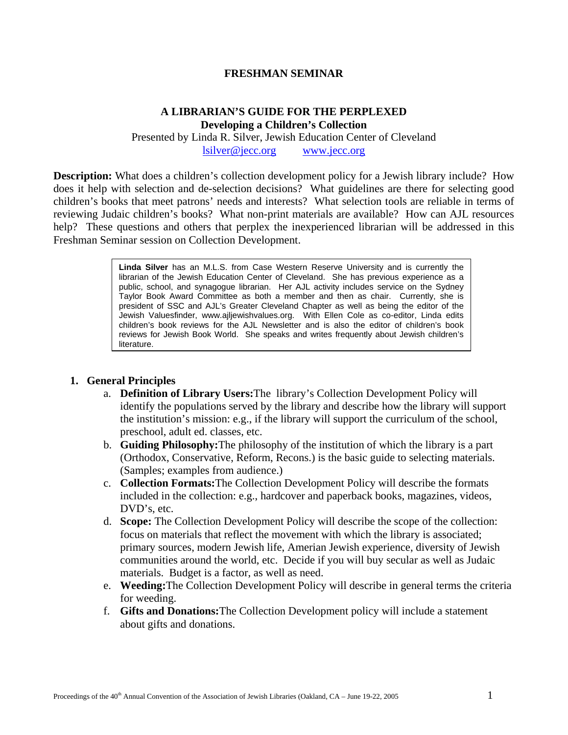# FRESHMAN SEMINAR

## A LIBRARIAN'S GUIDE FOR THE PERPLEXED

### Developing a Children's Collection

Presented by Linda R. Silver, Jewish Education Center of Cleveland

lsilver@jecc.org        www.jecc.org

**Description:** What does a children's collection development policy for a Jewish library include? How does it help with selection and de-selection decisions? What guidelines are there for selecting good children's books that meet patrons' needs and interests? What selection tools are reliable in terms of reviewing Judaic children's books? What non-print materials are available? How can AJL resources help? These questions and others that perplex the inexperienced librarian will be addressed in this Freshman Seminar session on Collection Development.

> **Linda Silver** has an M.L.S. from Case Western Reserve University and is currently the librarian of the Jewish Education Center of Cleveland. She has previous experience as a public, school, and synagogue librarian. Her AJL activity includes service on the Sydney Taylor Book Award Committee as both a member and then as chair. Currently, she is president of SSC and AJL's Greater Cleveland Chapter as well as being the editor of the Jewish Valuesfinder, www.ajljewishvalues.org. With Ellen Cole as co-editor, Linda edits children's book reviews for the AJL Newsletter and is also the editor of children's book reviews for Jewish Book World. She speaks and writes frequently about Jewish children's literature.

1. **General Principles**
   a. **Definition of Library Users:** The library's Collection Development Policy will identify the populations served by the library and describe how the library will support the institution's mission: e.g., if the library will support the curriculum of the school, preschool, adult ed. classes, etc.
   b. **Guiding Philosophy:** The philosophy of the institution of which the library is a part (Orthodox, Conservative, Reform, Recons.) is the basic guide to selecting materials. (Samples; examples from audience.)
   c. **Collection Formats:** The Collection Development Policy will describe the formats included in the collection: e.g., hardcover and paperback books, magazines, videos, DVD's, etc.
   d. **Scope:** The Collection Development Policy will describe the scope of the collection: focus on materials that reflect the movement with which the library is associated; primary sources, modern Jewish life, Amerian Jewish experience, diversity of Jewish communities around the world, etc. Decide if you will buy secular as well as Judaic materials. Budget is a factor, as well as need.
   e. **Weeding:** The Collection Development Policy will describe in general terms the criteria for weeding.
   f. **Gifts and Donations:** The Collection Development policy will include a statement about gifts and donations.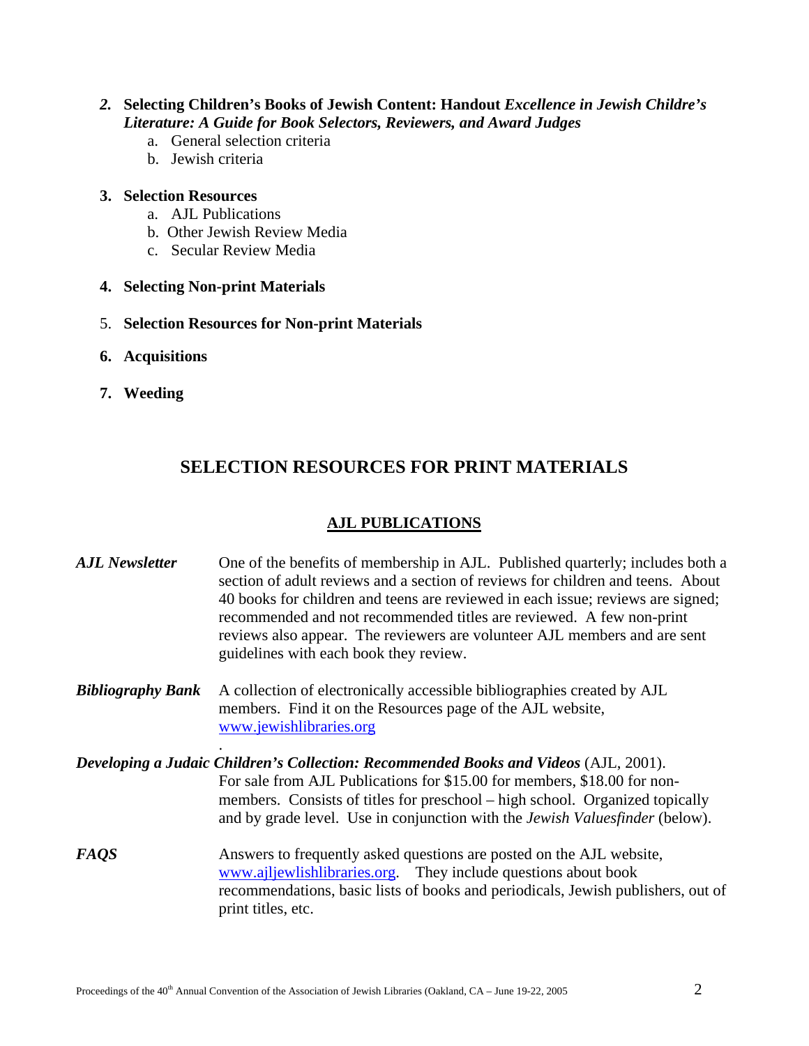2. **Selecting Children's Books of Jewish Content: Handout *Excellence in Jewish Childre's Literature: A Guide for Book Selectors, Reviewers, and Award Judges***
    a. General selection criteria
    b. Jewish criteria

3. **Selection Resources**
    a. AJL Publications
    b. Other Jewish Review Media
    c. Secular Review Media

4. **Selecting Non-print Materials**

5. **Selection Resources for Non-print Materials**

6. **Acquisitions**

7. **Weeding**

## SELECTION RESOURCES FOR PRINT MATERIALS

### AJL PUBLICATIONS

***AJL Newsletter*** One of the benefits of membership in AJL. Published quarterly; includes both a section of adult reviews and a section of reviews for children and teens. About 40 books for children and teens are reviewed in each issue; reviews are signed; recommended and not recommended titles are reviewed. A few non-print reviews also appear. The reviewers are volunteer AJL members and are sent guidelines with each book they review.

***Bibliography Bank*** A collection of electronically accessible bibliographies created by AJL members. Find it on the Resources page of the AJL website, www.jewishlibraries.org

.

***Developing a Judaic Children's Collection: Recommended Books and Videos*** (AJL, 2001). For sale from AJL Publications for $15.00 for members, $18.00 for non-members. Consists of titles for preschool – high school. Organized topically and by grade level. Use in conjunction with the *Jewish Valuesfinder* (below).

***FAQS*** Answers to frequently asked questions are posted on the AJL website, www.ajljewishlibraries.org. They include questions about book recommendations, basic lists of books and periodicals, Jewish publishers, out of print titles, etc.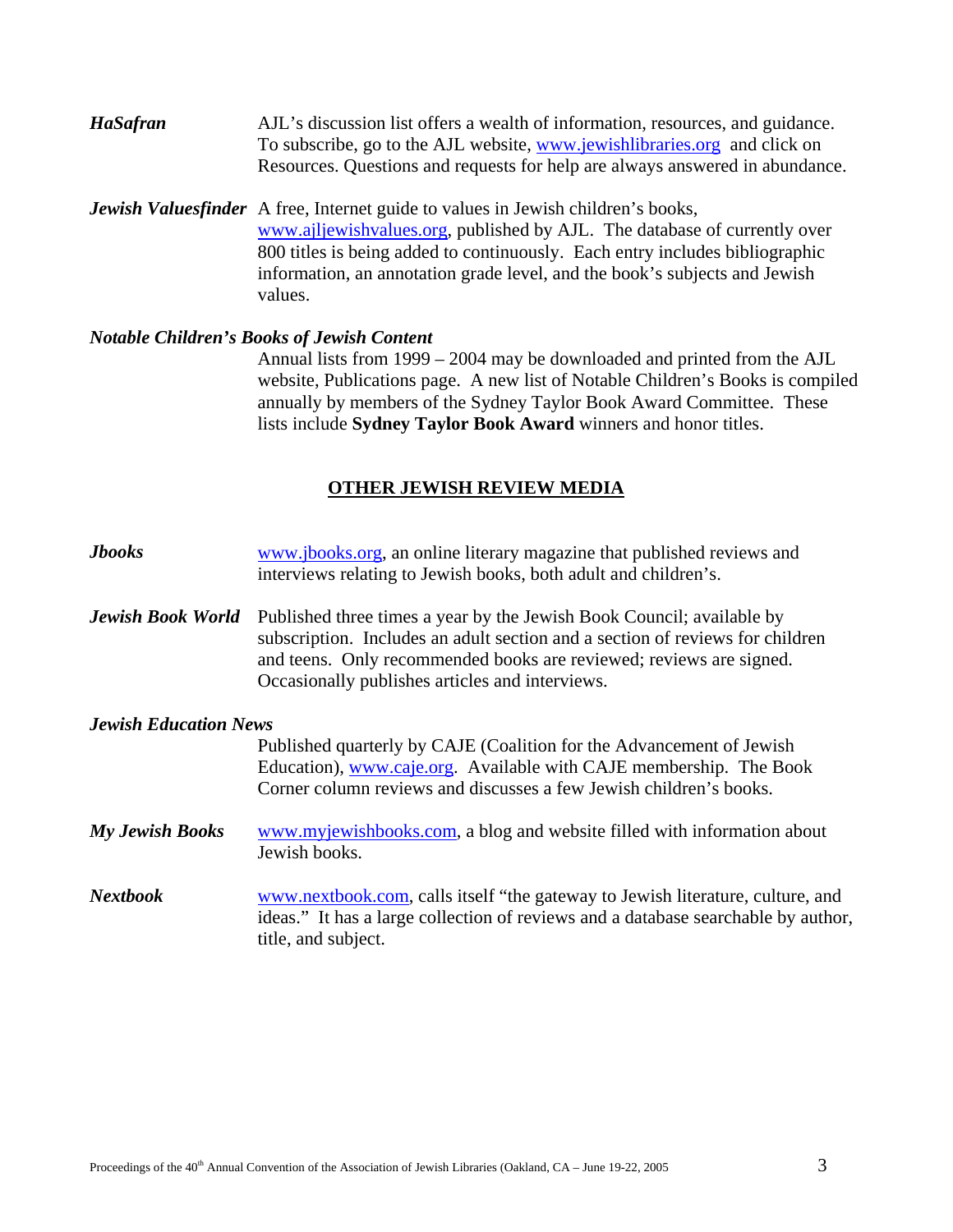***HaSafran*** AJL's discussion list offers a wealth of information, resources, and guidance. To subscribe, go to the AJL website, www.jewishlibraries.org and click on Resources. Questions and requests for help are always answered in abundance.

***Jewish Valuesfinder*** A free, Internet guide to values in Jewish children's books, www.ajljewishvalues.org, published by AJL. The database of currently over 800 titles is being added to continuously. Each entry includes bibliographic information, an annotation grade level, and the book's subjects and Jewish values.

***Notable Children's Books of Jewish Content***

Annual lists from 1999 – 2004 may be downloaded and printed from the AJL website, Publications page. A new list of Notable Children's Books is compiled annually by members of the Sydney Taylor Book Award Committee. These lists include **Sydney Taylor Book Award** winners and honor titles.

## OTHER JEWISH REVIEW MEDIA

***Jbooks*** www.jbooks.org, an online literary magazine that published reviews and interviews relating to Jewish books, both adult and children's.

***Jewish Book World*** Published three times a year by the Jewish Book Council; available by subscription. Includes an adult section and a section of reviews for children and teens. Only recommended books are reviewed; reviews are signed. Occasionally publishes articles and interviews.

***Jewish Education News***

Published quarterly by CAJE (Coalition for the Advancement of Jewish Education), www.caje.org. Available with CAJE membership. The Book Corner column reviews and discusses a few Jewish children's books.

***My Jewish Books*** www.myjewishbooks.com, a blog and website filled with information about Jewish books.

***Nextbook*** www.nextbook.com, calls itself "the gateway to Jewish literature, culture, and ideas." It has a large collection of reviews and a database searchable by author, title, and subject.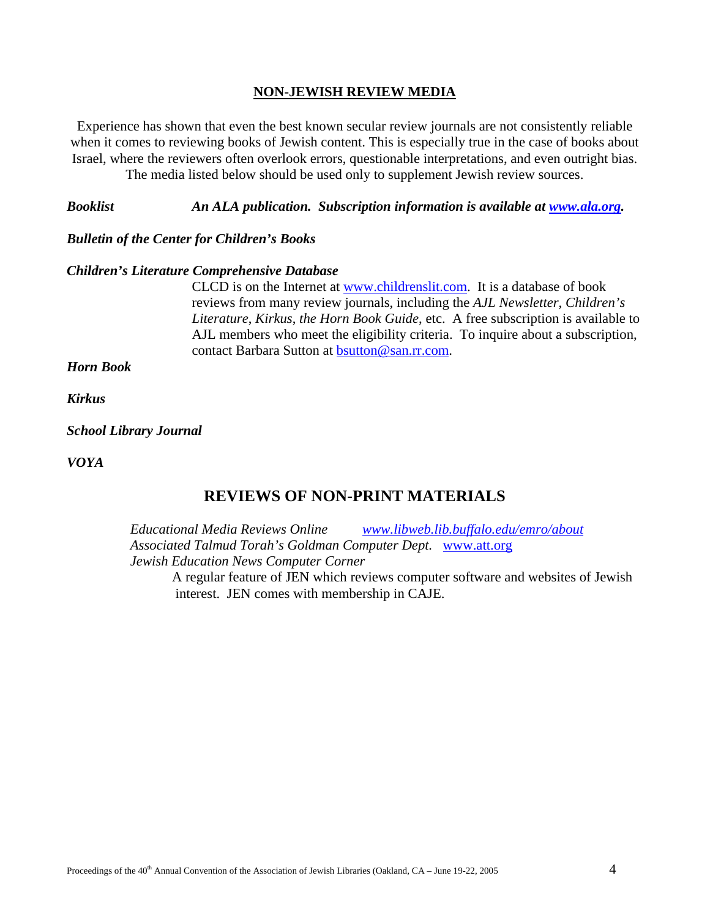## NON-JEWISH REVIEW MEDIA

Experience has shown that even the best known secular review journals are not consistently reliable when it comes to reviewing books of Jewish content. This is especially true in the case of books about Israel, where the reviewers often overlook errors, questionable interpretations, and even outright bias. The media listed below should be used only to supplement Jewish review sources.

***Booklist*** — ***An ALA publication. Subscription information is available at www.ala.org.***

***Bulletin of the Center for Children's Books***

***Children's Literature Comprehensive Database***

CLCD is on the Internet at www.childrenslit.com. It is a database of book reviews from many review journals, including the *AJL Newsletter*, *Children's Literature*, *Kirkus*, *the Horn Book Guide*, etc. A free subscription is available to AJL members who meet the eligibility criteria. To inquire about a subscription, contact Barbara Sutton at bsutton@san.rr.com.

***Horn Book***

***Kirkus***

***School Library Journal***

***VOYA***

## REVIEWS OF NON-PRINT MATERIALS

*Educational Media Reviews Online* — *www.libweb.lib.buffalo.edu/emro/about*

*Associated Talmud Torah's Goldman Computer Dept.* — www.att.org

*Jewish Education News Computer Corner*

A regular feature of JEN which reviews computer software and websites of Jewish interest. JEN comes with membership in CAJE.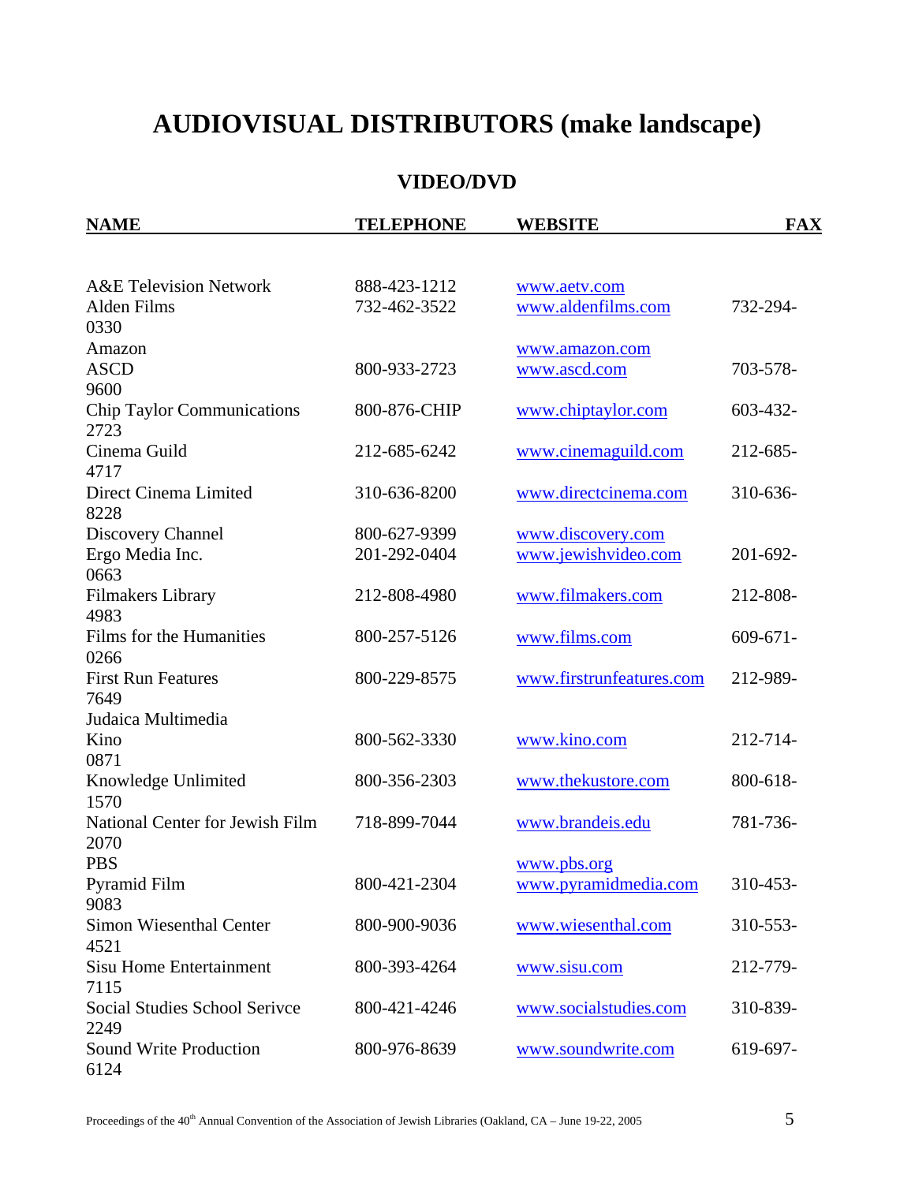# AUDIOVISUAL DISTRIBUTORS (make landscape)

## VIDEO/DVD

| NAME | TELEPHONE | WEBSITE | FAX |
|---|---|---|---|
| A&E Television Network | 888-423-1212 | www.aetv.com | |
| Alden Films | 732-462-3522 | www.aldenfilms.com | 732-294-0330 |
| Amazon | | www.amazon.com | |
| ASCD | 800-933-2723 | www.ascd.com | 703-578-9600 |
| Chip Taylor Communications | 800-876-CHIP | www.chiptaylor.com | 603-432-2723 |
| Cinema Guild | 212-685-6242 | www.cinemaguild.com | 212-685-4717 |
| Direct Cinema Limited | 310-636-8200 | www.directcinema.com | 310-636-8228 |
| Discovery Channel | 800-627-9399 | www.discovery.com | |
| Ergo Media Inc. | 201-292-0404 | www.jewishvideo.com | 201-692-0663 |
| Filmakers Library | 212-808-4980 | www.filmakers.com | 212-808-4983 |
| Films for the Humanities | 800-257-5126 | www.films.com | 609-671-0266 |
| First Run Features | 800-229-8575 | www.firstrunfeatures.com | 212-989-7649 |
| Judaica Multimedia | | | |
| Kino | 800-562-3330 | www.kino.com | 212-714-0871 |
| Knowledge Unlimited | 800-356-2303 | www.thekustore.com | 800-618-1570 |
| National Center for Jewish Film | 718-899-7044 | www.brandeis.edu | 781-736-2070 |
| PBS | | www.pbs.org | |
| Pyramid Film | 800-421-2304 | www.pyramidmedia.com | 310-453-9083 |
| Simon Wiesenthal Center | 800-900-9036 | www.wiesenthal.com | 310-553-4521 |
| Sisu Home Entertainment | 800-393-4264 | www.sisu.com | 212-779-7115 |
| Social Studies School Serivce | 800-421-4246 | www.socialstudies.com | 310-839-2249 |
| Sound Write Production | 800-976-8639 | www.soundwrite.com | 619-697-6124 |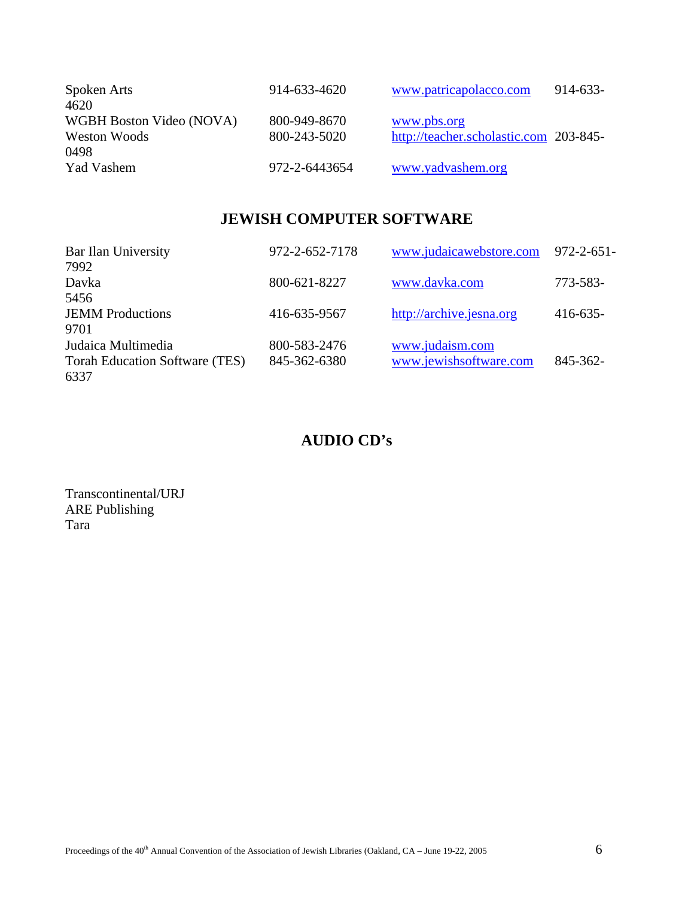| | | | |
|---|---|---|---|
| Spoken Arts | 914-633-4620 | www.patricapolacco.com | 914-633-4620 |
| WGBH Boston Video (NOVA) | 800-949-8670 | www.pbs.org | |
| Weston Woods | 800-243-5020 | http://teacher.scholastic.com | 203-845-0498 |
| Yad Vashem | 972-2-6443654 | www.yadvashem.org | |

## JEWISH COMPUTER SOFTWARE

| | | | |
|---|---|---|---|
| Bar Ilan University | 972-2-652-7178 | www.judaicawebstore.com | 972-2-651-7992 |
| Davka | 800-621-8227 | www.davka.com | 773-583-5456 |
| JEMM Productions | 416-635-9567 | http://archive.jesna.org | 416-635-9701 |
| Judaica Multimedia | 800-583-2476 | www.judaism.com | |
| Torah Education Software (TES) | 845-362-6380 | www.jewishsoftware.com | 845-362-6337 |

## AUDIO CD's

Transcontinental/URJ
ARE Publishing
Tara